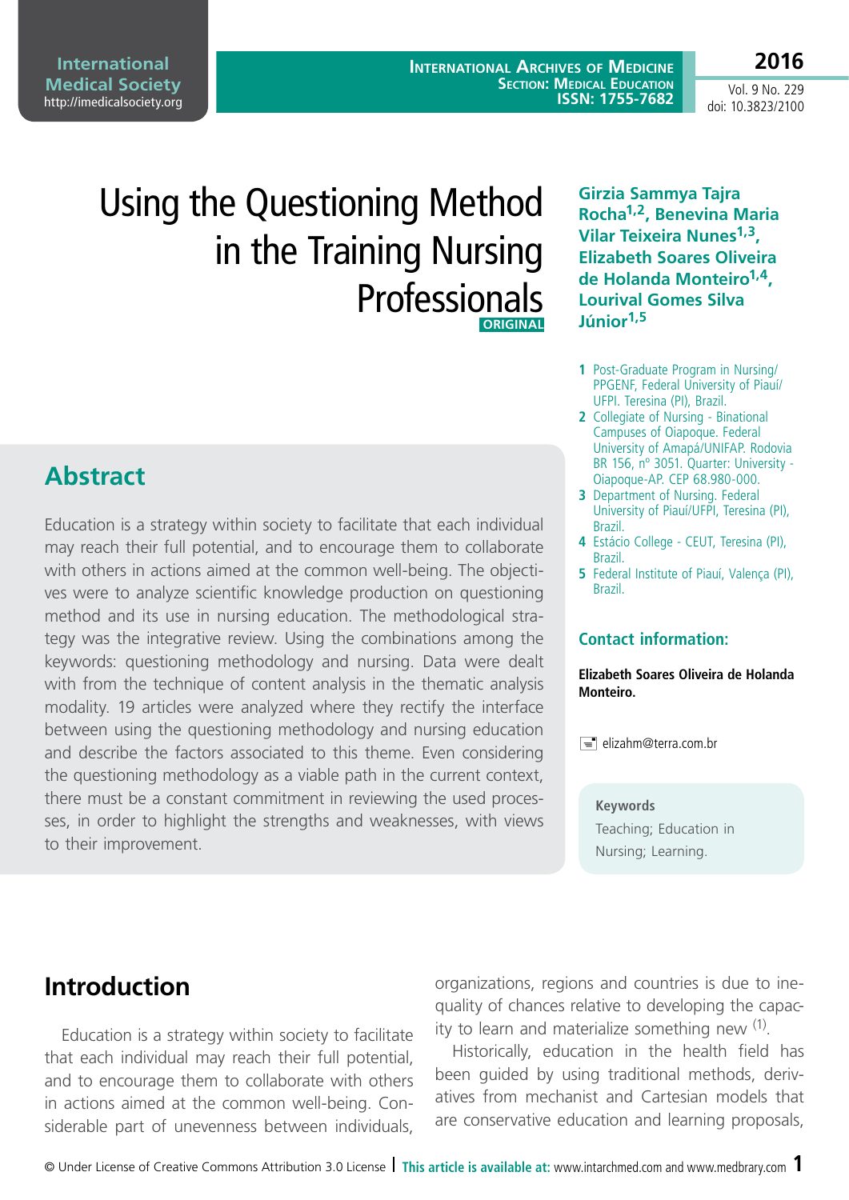# Using the Questioning Method in the Training Nursing Professionals

ORIGINAL

**Girzia Sammya Tajra Rocha[1,2], Benevina Maria Vilar Teixeira Nunes[1,3], Elizabeth Soares Oliveira de Holanda Monteiro[1,4], Lourival Gomes Silva Júnior[1,5]**

1 Post-Graduate Program in Nursing/ PPGENF, Federal University of Piauí/ UFPI. Teresina (PI), Brazil.
2 Collegiate of Nursing - Binational Campuses of Oiapoque. Federal University of Amapá/UNIFAP. Rodovia BR 156, nº 3051. Quarter: University - Oiapoque-AP. CEP 68.980-000.
3 Department of Nursing. Federal University of Piauí/UFPI, Teresina (PI), Brazil.
4 Estácio College - CEUT, Teresina (PI), Brazil.
5 Federal Institute of Piauí, Valença (PI), Brazil.

**Contact information:**

**Elizabeth Soares Oliveira de Holanda Monteiro.**

elizahm@terra.com.br

## Abstract

Education is a strategy within society to facilitate that each individual may reach their full potential, and to encourage them to collaborate with others in actions aimed at the common well-being. The objectives were to analyze scientific knowledge production on questioning method and its use in nursing education. The methodological strategy was the integrative review. Using the combinations among the keywords: questioning methodology and nursing. Data were dealt with from the technique of content analysis in the thematic analysis modality. 19 articles were analyzed where they rectify the interface between using the questioning methodology and nursing education and describe the factors associated to this theme. Even considering the questioning methodology as a viable path in the current context, there must be a constant commitment in reviewing the used processes, in order to highlight the strengths and weaknesses, with views to their improvement.

**Keywords**
Teaching; Education in Nursing; Learning.

## Introduction

Education is a strategy within society to facilitate that each individual may reach their full potential, and to encourage them to collaborate with others in actions aimed at the common well-being. Considerable part of unevenness between individuals, organizations, regions and countries is due to inequality of chances relative to developing the capacity to learn and materialize something new [1].

Historically, education in the health field has been guided by using traditional methods, derivatives from mechanist and Cartesian models that are conservative education and learning proposals,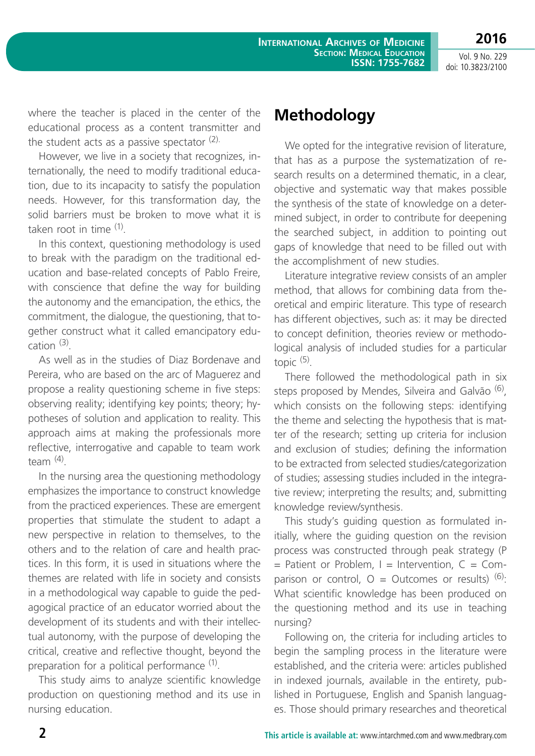where the teacher is placed in the center of the educational process as a content transmitter and the student acts as a passive spectator [2].

However, we live in a society that recognizes, internationally, the need to modify traditional education, due to its incapacity to satisfy the population needs. However, for this transformation day, the solid barriers must be broken to move what it is taken root in time [1].

In this context, questioning methodology is used to break with the paradigm on the traditional education and base-related concepts of Pablo Freire, with conscience that define the way for building the autonomy and the emancipation, the ethics, the commitment, the dialogue, the questioning, that together construct what it called emancipatory education [3].

As well as in the studies of Diaz Bordenave and Pereira, who are based on the arc of Maguerez and propose a reality questioning scheme in five steps: observing reality; identifying key points; theory; hypotheses of solution and application to reality. This approach aims at making the professionals more reflective, interrogative and capable to team work team [4].

In the nursing area the questioning methodology emphasizes the importance to construct knowledge from the practiced experiences. These are emergent properties that stimulate the student to adapt a new perspective in relation to themselves, to the others and to the relation of care and health practices. In this form, it is used in situations where the themes are related with life in society and consists in a methodological way capable to guide the pedagogical practice of an educator worried about the development of its students and with their intellectual autonomy, with the purpose of developing the critical, creative and reflective thought, beyond the preparation for a political performance [1].

This study aims to analyze scientific knowledge production on questioning method and its use in nursing education.

# Methodology

We opted for the integrative revision of literature, that has as a purpose the systematization of research results on a determined thematic, in a clear, objective and systematic way that makes possible the synthesis of the state of knowledge on a determined subject, in order to contribute for deepening the searched subject, in addition to pointing out gaps of knowledge that need to be filled out with the accomplishment of new studies.

Literature integrative review consists of an ampler method, that allows for combining data from theoretical and empiric literature. This type of research has different objectives, such as: it may be directed to concept definition, theories review or methodological analysis of included studies for a particular topic [5].

There followed the methodological path in six steps proposed by Mendes, Silveira and Galvão [6], which consists on the following steps: identifying the theme and selecting the hypothesis that is matter of the research; setting up criteria for inclusion and exclusion of studies; defining the information to be extracted from selected studies/categorization of studies; assessing studies included in the integrative review; interpreting the results; and, submitting knowledge review/synthesis.

This study's guiding question as formulated initially, where the guiding question on the revision process was constructed through peak strategy (P = Patient or Problem, I = Intervention, C = Comparison or control, O = Outcomes or results) [6]: What scientific knowledge has been produced on the questioning method and its use in teaching nursing?

Following on, the criteria for including articles to begin the sampling process in the literature were established, and the criteria were: articles published in indexed journals, available in the entirety, published in Portuguese, English and Spanish languages. Those should primary researches and theoretical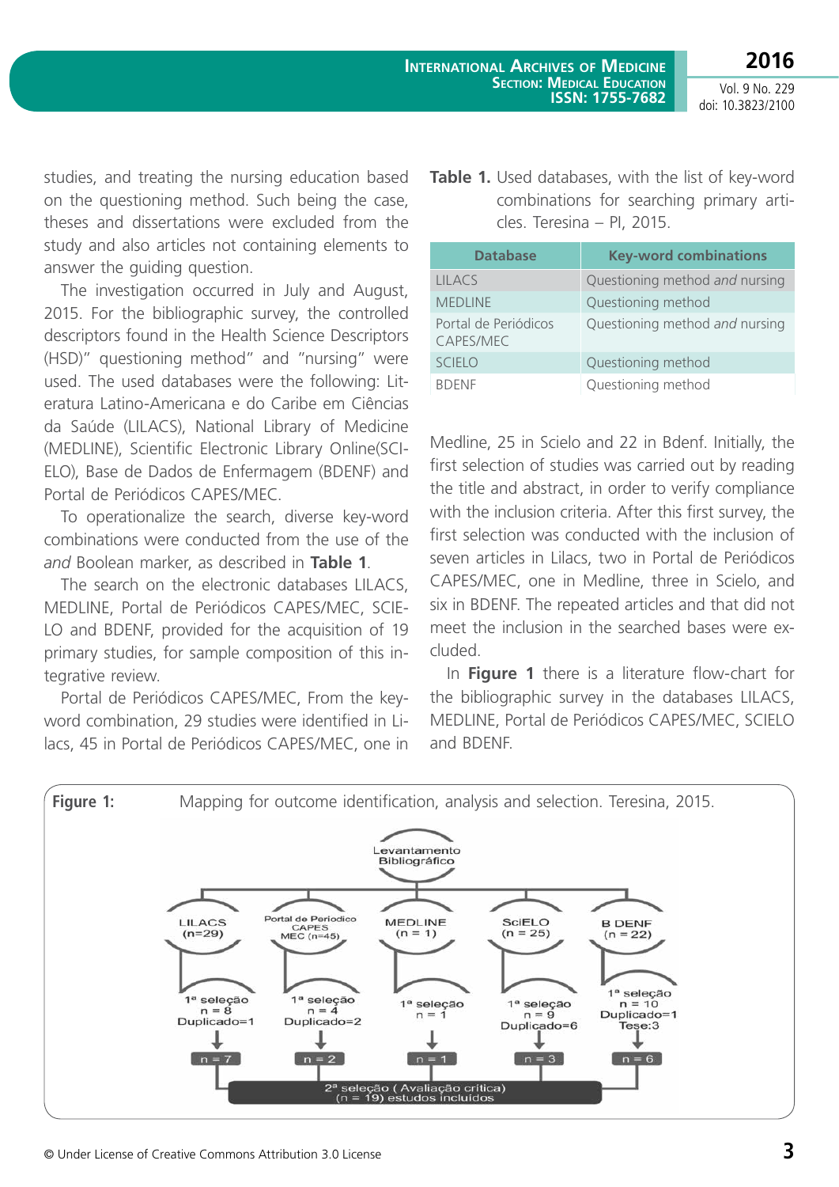studies, and treating the nursing education based on the questioning method. Such being the case, theses and dissertations were excluded from the study and also articles not containing elements to answer the guiding question.

The investigation occurred in July and August, 2015. For the bibliographic survey, the controlled descriptors found in the Health Science Descriptors (HSD)" questioning method" and "nursing" were used. The used databases were the following: Literatura Latino-Americana e do Caribe em Ciências da Saúde (LILACS), National Library of Medicine (MEDLINE), Scientific Electronic Library Online(SCIELO), Base de Dados de Enfermagem (BDENF) and Portal de Periódicos CAPES/MEC.

To operationalize the search, diverse key-word combinations were conducted from the use of the *and* Boolean marker, as described in **Table 1**.

The search on the electronic databases LILACS, MEDLINE, Portal de Periódicos CAPES/MEC, SCIELO and BDENF, provided for the acquisition of 19 primary studies, for sample composition of this integrative review.

Portal de Periódicos CAPES/MEC, From the key-word combination, 29 studies were identified in Lilacs, 45 in Portal de Periódicos CAPES/MEC, one in Medline, 25 in Scielo and 22 in Bdenf. Initially, the first selection of studies was carried out by reading the title and abstract, in order to verify compliance with the inclusion criteria. After this first survey, the first selection was conducted with the inclusion of seven articles in Lilacs, two in Portal de Periódicos CAPES/MEC, one in Medline, three in Scielo, and six in BDENF. The repeated articles and that did not meet the inclusion in the searched bases were excluded.

In **Figure 1** there is a literature flow-chart for the bibliographic survey in the databases LILACS, MEDLINE, Portal de Periódicos CAPES/MEC, SCIELO and BDENF.

**Table 1.** Used databases, with the list of key-word combinations for searching primary articles. Teresina – PI, 2015.

| Database | Key-word combinations |
|---|---|
| LILACS | Questioning method *and* nursing |
| MEDLINE | Questioning method |
| Portal de Periódicos CAPES/MEC | Questioning method *and* nursing |
| SCIELO | Questioning method |
| BDENF | Questioning method |

**Figure 1:** Mapping for outcome identification, analysis and selection. Teresina, 2015.

Levantamento Bibliográfico

| | LILACS (n=29) | Portal de Periodico CAPES MEC (n=45) | MEDLINE (n = 1) | SciELO (n = 25) | B DENF (n = 22) |
|---|---|---|---|---|---|
| 1ª seleção | n = 8, Duplicado=1 | n = 4, Duplicado=2 | n = 1 | n = 9, Duplicado=6 | n = 10, Duplicado=1, Tese:3 |
| | n = 7 | n = 2 | n = 1 | n = 3 | n = 6 |

2ª seleção ( Avaliação crítica) (n = 19) estudos incluídos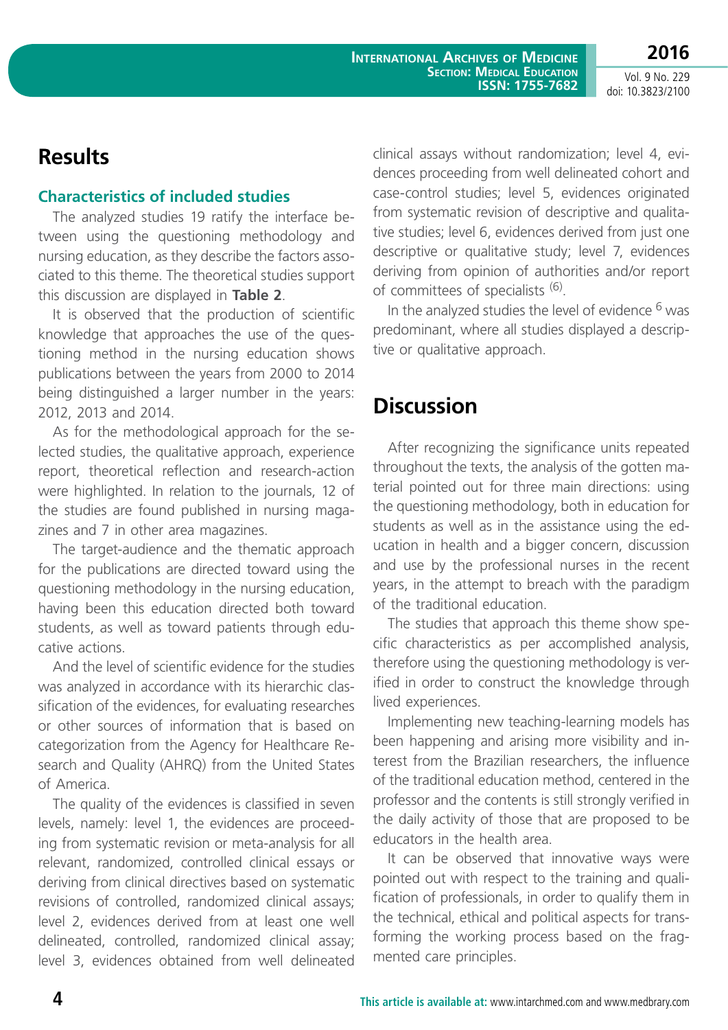## Results

### Characteristics of included studies

The analyzed studies 19 ratify the interface between using the questioning methodology and nursing education, as they describe the factors associated to this theme. The theoretical studies support this discussion are displayed in **Table 2**.

It is observed that the production of scientific knowledge that approaches the use of the questioning method in the nursing education shows publications between the years from 2000 to 2014 being distinguished a larger number in the years: 2012, 2013 and 2014.

As for the methodological approach for the selected studies, the qualitative approach, experience report, theoretical reflection and research-action were highlighted. In relation to the journals, 12 of the studies are found published in nursing magazines and 7 in other area magazines.

The target-audience and the thematic approach for the publications are directed toward using the questioning methodology in the nursing education, having been this education directed both toward students, as well as toward patients through educative actions.

And the level of scientific evidence for the studies was analyzed in accordance with its hierarchic classification of the evidences, for evaluating researches or other sources of information that is based on categorization from the Agency for Healthcare Research and Quality (AHRQ) from the United States of America.

The quality of the evidences is classified in seven levels, namely: level 1, the evidences are proceeding from systematic revision or meta-analysis for all relevant, randomized, controlled clinical essays or deriving from clinical directives based on systematic revisions of controlled, randomized clinical assays; level 2, evidences derived from at least one well delineated, controlled, randomized clinical assay; level 3, evidences obtained from well delineated clinical assays without randomization; level 4, evidences proceeding from well delineated cohort and case-control studies; level 5, evidences originated from systematic revision of descriptive and qualitative studies; level 6, evidences derived from just one descriptive or qualitative study; level 7, evidences deriving from opinion of authorities and/or report of committees of specialists [6].

In the analyzed studies the level of evidence 6 was predominant, where all studies displayed a descriptive or qualitative approach.

## Discussion

After recognizing the significance units repeated throughout the texts, the analysis of the gotten material pointed out for three main directions: using the questioning methodology, both in education for students as well as in the assistance using the education in health and a bigger concern, discussion and use by the professional nurses in the recent years, in the attempt to breach with the paradigm of the traditional education.

The studies that approach this theme show specific characteristics as per accomplished analysis, therefore using the questioning methodology is verified in order to construct the knowledge through lived experiences.

Implementing new teaching-learning models has been happening and arising more visibility and interest from the Brazilian researchers, the influence of the traditional education method, centered in the professor and the contents is still strongly verified in the daily activity of those that are proposed to be educators in the health area.

It can be observed that innovative ways were pointed out with respect to the training and qualification of professionals, in order to qualify them in the technical, ethical and political aspects for transforming the working process based on the fragmented care principles.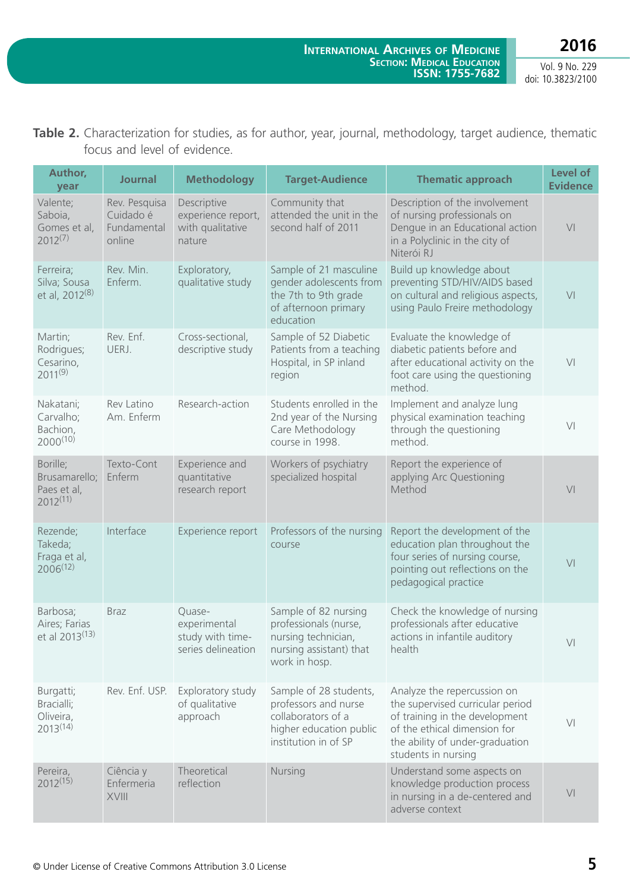**Table 2.** Characterization for studies, as for author, year, journal, methodology, target audience, thematic focus and level of evidence.

| Author, year | Journal | Methodology | Target-Audience | Thematic approach | Level of Evidence |
|---|---|---|---|---|---|
| Valente; Saboia, Gomes et al, 2012[7] | Rev. Pesquisa Cuidado é Fundamental online | Descriptive experience report, with qualitative nature | Community that attended the unit in the second half of 2011 | Description of the involvement of nursing professionals on Dengue in an Educational action in a Polyclinic in the city of Niterói RJ | VI |
| Ferreira; Silva; Sousa et al, 2012[8] | Rev. Min. Enferm. | Exploratory, qualitative study | Sample of 21 masculine gender adolescents from the 7th to 9th grade of afternoon primary education | Build up knowledge about preventing STD/HIV/AIDS based on cultural and religious aspects, using Paulo Freire methodology | VI |
| Martin; Rodrigues; Cesarino, 2011[9] | Rev. Enf. UERJ. | Cross-sectional, descriptive study | Sample of 52 Diabetic Patients from a teaching Hospital, in SP inland region | Evaluate the knowledge of diabetic patients before and after educational activity on the foot care using the questioning method. | VI |
| Nakatani; Carvalho; Bachion, 2000[10] | Rev Latino Am. Enferm | Research-action | Students enrolled in the 2nd year of the Nursing Care Methodology course in 1998. | Implement and analyze lung physical examination teaching through the questioning method. | VI |
| Borille; Brusamarello; Paes et al, 2012[11] | Texto-Cont Enferm | Experience and quantitative research report | Workers of psychiatry specialized hospital | Report the experience of applying Arc Questioning Method | VI |
| Rezende; Takeda; Fraga et al, 2006[12] | Interface | Experience report | Professors of the nursing course | Report the development of the education plan throughout the four series of nursing course, pointing out reflections on the pedagogical practice | VI |
| Barbosa; Aires; Farias et al 2013[13] | Braz | Quase-experimental study with time-series delineation | Sample of 82 nursing professionals (nurse, nursing technician, nursing assistant) that work in hosp. | Check the knowledge of nursing professionals after educative actions in infantile auditory health | VI |
| Burgatti; Bracialli; Oliveira, 2013[14] | Rev. Enf. USP. | Exploratory study of qualitative approach | Sample of 28 students, professors and nurse collaborators of a higher education public institution in of SP | Analyze the repercussion on the supervised curricular period of training in the development of the ethical dimension for the ability of under-graduation students in nursing | VI |
| Pereira, 2012[15] | Ciência y Enfermeria XVIII | Theoretical reflection | Nursing | Understand some aspects on knowledge production process in nursing in a de-centered and adverse context | VI |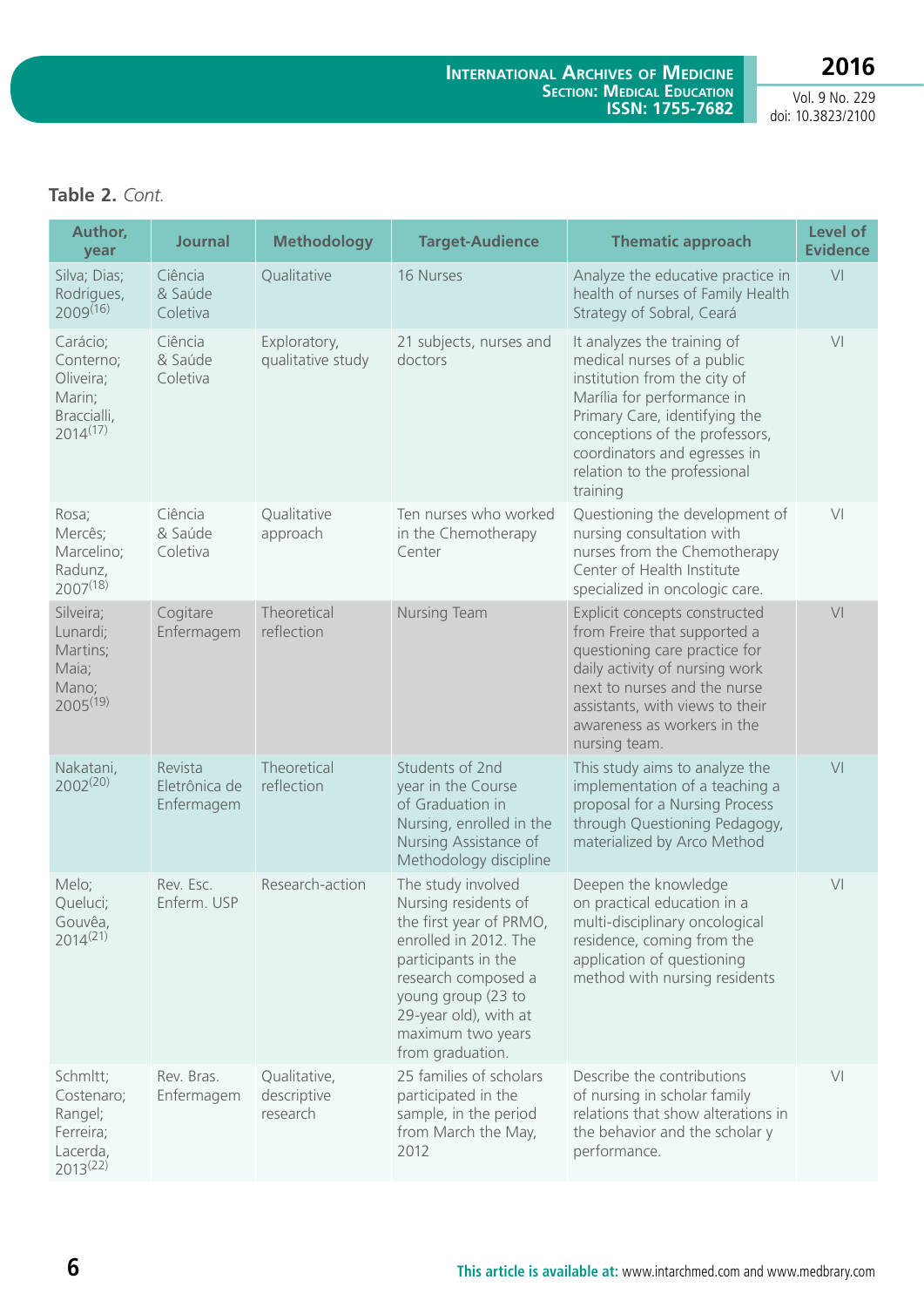**Table 2.** *Cont.*

| Author, year | Journal | Methodology | Target-Audience | Thematic approach | Level of Evidence |
|---|---|---|---|---|---|
| Silva; Dias; Rodrigues, 2009[16] | Ciência & Saúde Coletiva | Qualitative | 16 Nurses | Analyze the educative practice in health of nurses of Family Health Strategy of Sobral, Ceará | VI |
| Carácio; Conterno; Oliveira; Marin; Bracciali, 2014[17] | Ciência & Saúde Coletiva | Exploratory, qualitative study | 21 subjects, nurses and doctors | It analyzes the training of medical nurses of a public institution from the city of Marília for performance in Primary Care, identifying the conceptions of the professors, coordinators and egresses in relation to the professional training | VI |
| Rosa; Mercês; Marcelino; Radunz, 2007[18] | Ciência & Saúde Coletiva | Qualitative approach | Ten nurses who worked in the Chemotherapy Center | Questioning the development of nursing consultation with nurses from the Chemotherapy Center of Health Institute specialized in oncologic care. | VI |
| Silveira; Lunardi; Martins; Maia; Mano; 2005[19] | Cogitare Enfermagem | Theoretical reflection | Nursing Team | Explicit concepts constructed from Freire that supported a questioning care practice for daily activity of nursing work next to nurses and the nurse assistants, with views to their awareness as workers in the nursing team. | VI |
| Nakatani, 2002[20] | Revista Eletrônica de Enfermagem | Theoretical reflection | Students of 2nd year in the Course of Graduation in Nursing, enrolled in the Nursing Assistance of Methodology discipline | This study aims to analyze the implementation of a teaching a proposal for a Nursing Process through Questioning Pedagogy, materialized by Arco Method | VI |
| Melo; Queluci; Gouvêa, 2014[21] | Rev. Esc. Enferm. USP | Research-action | The study involved Nursing residents of the first year of PRMO, enrolled in 2012. The participants in the research composed a young group (23 to 29-year old), with at maximum two years from graduation. | Deepen the knowledge on practical education in a multi-disciplinary oncological residence, coming from the application of questioning method with nursing residents | VI |
| Schmltt; Costenaro; Rangel; Ferreira; Lacerda, 2013[22] | Rev. Bras. Enfermagem | Qualitative, descriptive research | 25 families of scholars participated in the sample, in the period from March the May, 2012 | Describe the contributions of nursing in scholar family relations that show alterations in the behavior and the scholar y performance. | VI |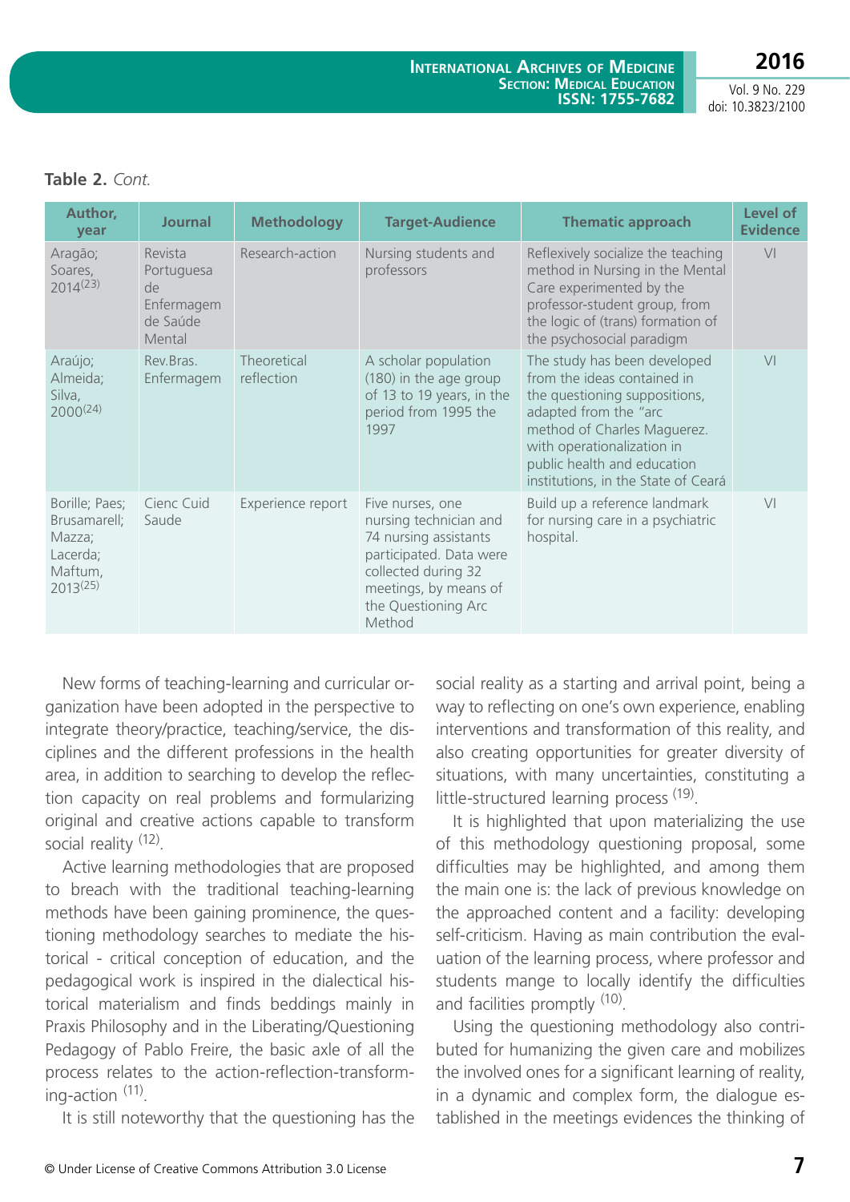**Table 2.** *Cont.*

| Author, year | Journal | Methodology | Target-Audience | Thematic approach | Level of Evidence |
|---|---|---|---|---|---|
| Aragão; Soares, 2014[23] | Revista Portuguesa de Enfermagem de Saúde Mental | Research-action | Nursing students and professors | Reflexively socialize the teaching method in Nursing in the Mental Care experimented by the professor-student group, from the logic of (trans) formation of the psychosocial paradigm | VI |
| Araújo; Almeida; Silva, 2000[24] | Rev.Bras. Enfermagem | Theoretical reflection | A scholar population (180) in the age group of 13 to 19 years, in the period from 1995 the 1997 | The study has been developed from the ideas contained in the questioning suppositions, adapted from the "arc method of Charles Maguerez. with operationalization in public health and education institutions, in the State of Ceará | VI |
| Borille; Paes; Brusamarell; Mazza; Lacerda; Maftum, 2013[25] | Cienc Cuid Saude | Experience report | Five nurses, one nursing technician and 74 nursing assistants participated. Data were collected during 32 meetings, by means of the Questioning Arc Method | Build up a reference landmark for nursing care in a psychiatric hospital. | VI |

New forms of teaching-learning and curricular organization have been adopted in the perspective to integrate theory/practice, teaching/service, the disciplines and the different professions in the health area, in addition to searching to develop the reflection capacity on real problems and formularizing original and creative actions capable to transform social reality [12].

Active learning methodologies that are proposed to breach with the traditional teaching-learning methods have been gaining prominence, the questioning methodology searches to mediate the historical - critical conception of education, and the pedagogical work is inspired in the dialectical historical materialism and finds beddings mainly in Praxis Philosophy and in the Liberating/Questioning Pedagogy of Pablo Freire, the basic axle of all the process relates to the action-reflection-transforming-action [11].

It is still noteworthy that the questioning has the social reality as a starting and arrival point, being a way to reflecting on one's own experience, enabling interventions and transformation of this reality, and also creating opportunities for greater diversity of situations, with many uncertainties, constituting a little-structured learning process [19].

It is highlighted that upon materializing the use of this methodology questioning proposal, some difficulties may be highlighted, and among them the main one is: the lack of previous knowledge on the approached content and a facility: developing self-criticism. Having as main contribution the evaluation of the learning process, where professor and students mange to locally identify the difficulties and facilities promptly [10].

Using the questioning methodology also contributed for humanizing the given care and mobilizes the involved ones for a significant learning of reality, in a dynamic and complex form, the dialogue established in the meetings evidences the thinking of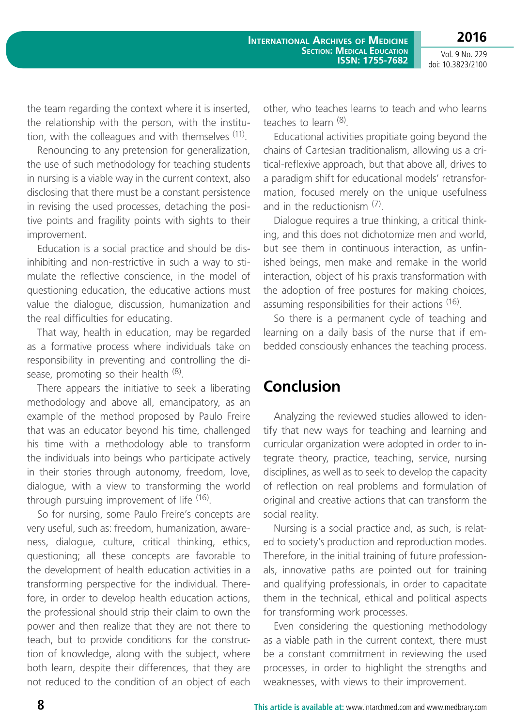the team regarding the context where it is inserted, the relationship with the person, with the institution, with the colleagues and with themselves [11].

Renouncing to any pretension for generalization, the use of such methodology for teaching students in nursing is a viable way in the current context, also disclosing that there must be a constant persistence in revising the used processes, detaching the positive points and fragility points with sights to their improvement.

Education is a social practice and should be disinhibiting and non-restrictive in such a way to stimulate the reflective conscience, in the model of questioning education, the educative actions must value the dialogue, discussion, humanization and the real difficulties for educating.

That way, health in education, may be regarded as a formative process where individuals take on responsibility in preventing and controlling the disease, promoting so their health [8].

There appears the initiative to seek a liberating methodology and above all, emancipatory, as an example of the method proposed by Paulo Freire that was an educator beyond his time, challenged his time with a methodology able to transform the individuals into beings who participate actively in their stories through autonomy, freedom, love, dialogue, with a view to transforming the world through pursuing improvement of life [16].

So for nursing, some Paulo Freire's concepts are very useful, such as: freedom, humanization, awareness, dialogue, culture, critical thinking, ethics, questioning; all these concepts are favorable to the development of health education activities in a transforming perspective for the individual. Therefore, in order to develop health education actions, the professional should strip their claim to own the power and then realize that they are not there to teach, but to provide conditions for the construction of knowledge, along with the subject, where both learn, despite their differences, that they are not reduced to the condition of an object of each other, who teaches learns to teach and who learns teaches to learn [8].

Educational activities propitiate going beyond the chains of Cartesian traditionalism, allowing us a critical-reflexive approach, but that above all, drives to a paradigm shift for educational models' retransformation, focused merely on the unique usefulness and in the reductionism [7].

Dialogue requires a true thinking, a critical thinking, and this does not dichotomize men and world, but see them in continuous interaction, as unfinished beings, men make and remake in the world interaction, object of his praxis transformation with the adoption of free postures for making choices, assuming responsibilities for their actions [16].

So there is a permanent cycle of teaching and learning on a daily basis of the nurse that if embedded consciously enhances the teaching process.

## Conclusion

Analyzing the reviewed studies allowed to identify that new ways for teaching and learning and curricular organization were adopted in order to integrate theory, practice, teaching, service, nursing disciplines, as well as to seek to develop the capacity of reflection on real problems and formulation of original and creative actions that can transform the social reality.

Nursing is a social practice and, as such, is related to society's production and reproduction modes. Therefore, in the initial training of future professionals, innovative paths are pointed out for training and qualifying professionals, in order to capacitate them in the technical, ethical and political aspects for transforming work processes.

Even considering the questioning methodology as a viable path in the current context, there must be a constant commitment in reviewing the used processes, in order to highlight the strengths and weaknesses, with views to their improvement.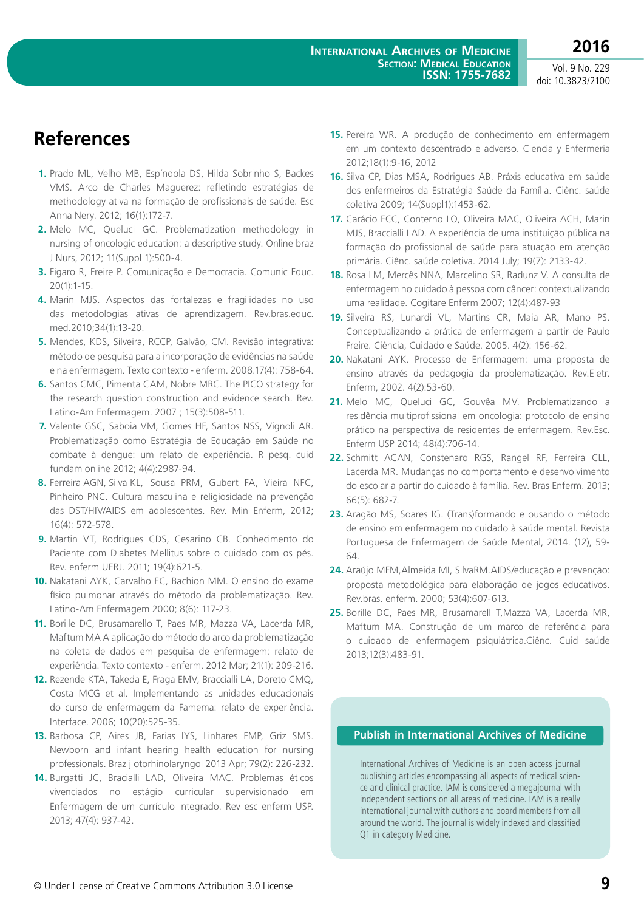# References

1. Prado ML, Velho MB, Espíndola DS, Hilda Sobrinho S, Backes VMS. Arco de Charles Maguerez: refletindo estratégias de methodology ativa na formação de profissionais de saúde. Esc Anna Nery. 2012; 16(1):172-7.
2. Melo MC, Queluci GC. Problematization methodology in nursing of oncologic education: a descriptive study. Online braz J Nurs, 2012; 11(Suppl 1):500-4.
3. Figaro R, Freire P. Comunicação e Democracia. Comunic Educ. 20(1):1-15.
4. Marin MJS. Aspectos das fortalezas e fragilidades no uso das metodologias ativas de aprendizagem. Rev.bras.educ. med.2010;34(1):13-20.
5. Mendes, KDS, Silveira, RCCP, Galvão, CM. Revisão integrativa: método de pesquisa para a incorporação de evidências na saúde e na enfermagem. Texto contexto - enferm. 2008.17(4): 758-64.
6. Santos CMC, Pimenta CAM, Nobre MRC. The PICO strategy for the research question construction and evidence search. Rev. Latino-Am Enfermagem. 2007 ; 15(3):508-511.
7. Valente GSC, Saboia VM, Gomes HF, Santos NSS, Vignoli AR. Problematização como Estratégia de Educação em Saúde no combate à dengue: um relato de experiência. R pesq. cuid fundam online 2012; 4(4):2987-94.
8. Ferreira AGN, Silva KL, Sousa PRM, Gubert FA, Vieira NFC, Pinheiro PNC. Cultura masculina e religiosidade na prevenção das DST/HIV/AIDS em adolescentes. Rev. Min Enferm, 2012; 16(4): 572-578.
9. Martin VT, Rodrigues CDS, Cesarino CB. Conhecimento do Paciente com Diabetes Mellitus sobre o cuidado com os pés. Rev. enferm UERJ. 2011; 19(4):621-5.
10. Nakatani AYK, Carvalho EC, Bachion MM. O ensino do exame físico pulmonar através do método da problematização. Rev. Latino-Am Enfermagem 2000; 8(6): 117-23.
11. Borille DC, Brusamarello T, Paes MR, Mazza VA, Lacerda MR, Maftum MA A aplicação do método do arco da problematização na coleta de dados em pesquisa de enfermagem: relato de experiência. Texto contexto - enferm. 2012 Mar; 21(1): 209-216.
12. Rezende KTA, Takeda E, Fraga EMV, Braccialli LA, Doreto CMQ, Costa MCG et al. Implementando as unidades educacionais do curso de enfermagem da Famema: relato de experiência. Interface. 2006; 10(20):525-35.
13. Barbosa CP, Aires JB, Farias IYS, Linhares FMP, Griz SMS. Newborn and infant hearing health education for nursing professionals. Braz j otorhinolaryngol 2013 Apr; 79(2): 226-232.
14. Burgatti JC, Bracialli LAD, Oliveira MAC. Problemas éticos vivenciados no estágio curricular supervisionado em Enfermagem de um currículo integrado. Rev esc enferm USP. 2013; 47(4): 937-42.
15. Pereira WR. A produção de conhecimento em enfermagem em um contexto descentrado e adverso. Ciencia y Enfermeria 2012;18(1):9-16, 2012
16. Silva CP, Dias MSA, Rodrigues AB. Práxis educativa em saúde dos enfermeiros da Estratégia Saúde da Família. Ciênc. saúde coletiva 2009; 14(Suppl1):1453-62.
17. Carácio FCC, Conterno LO, Oliveira MAC, Oliveira ACH, Marin MJS, Braccialli LAD. A experiência de uma instituição pública na formação do profissional de saúde para atuação em atenção primária. Ciênc. saúde coletiva. 2014 July; 19(7): 2133-42.
18. Rosa LM, Mercês NNA, Marcelino SR, Radunz V. A consulta de enfermagem no cuidado à pessoa com câncer: contextualizando uma realidade. Cogitare Enferm 2007; 12(4):487-93
19. Silveira RS, Lunardi VL, Martins CR, Maia AR, Mano PS. Conceptualizando a prática de enfermagem a partir de Paulo Freire. Ciência, Cuidado e Saúde. 2005. 4(2): 156-62.
20. Nakatani AYK. Processo de Enfermagem: uma proposta de ensino através da pedagogia da problematização. Rev.Eletr. Enferm, 2002. 4(2):53-60.
21. Melo MC, Queluci GC, Gouvêa MV. Problematizando a residência multiprofissional em oncologia: protocolo de ensino prático na perspectiva de residentes de enfermagem. Rev.Esc. Enferm USP 2014; 48(4):706-14.
22. Schmitt ACAN, Constenaro RGS, Rangel RF, Ferreira CLL, Lacerda MR. Mudanças no comportamento e desenvolvimento do escolar a partir do cuidado à família. Rev. Bras Enferm. 2013; 66(5): 682-7.
23. Aragão MS, Soares IG. (Trans)formando e ousando o método de ensino em enfermagem no cuidado à saúde mental. Revista Portuguesa de Enfermagem de Saúde Mental, 2014. (12), 59-64.
24. Araújo MFM,Almeida MI, SilvaRM.AIDS/educação e prevenção: proposta metodológica para elaboração de jogos educativos. Rev.bras. enferm. 2000; 53(4):607-613.
25. Borille DC, Paes MR, Brusamarell T,Mazza VA, Lacerda MR, Maftum MA. Construção de um marco de referência para o cuidado de enfermagem psiquiátrica.Ciênc. Cuid saúde 2013;12(3):483-91.

**Publish in International Archives of Medicine**

International Archives of Medicine is an open access journal publishing articles encompassing all aspects of medical science and clinical practice. IAM is considered a megajournal with independent sections on all areas of medicine. IAM is a really international journal with authors and board members from all around the world. The journal is widely indexed and classified Q1 in category Medicine.